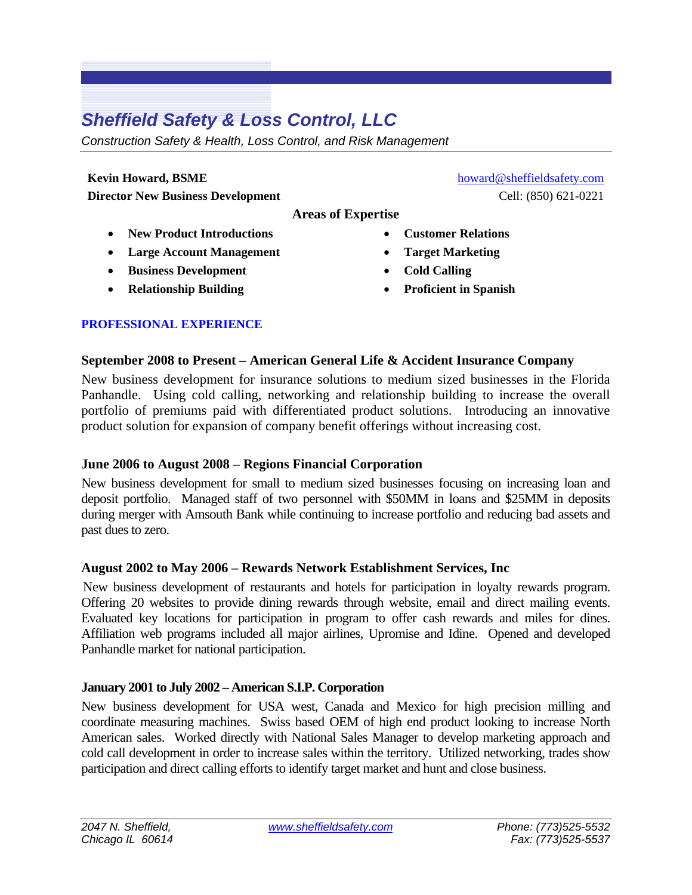# *Sheffield Safety & Loss Control, LLC*

*Construction Safety & Health, Loss Control, and Risk Management*

**Kevin Howard, BSME** howard@sheffieldsafety.com
**Director New Business Development** Cell: (850) 621-0221

**Areas of Expertise**

- **New Product Introductions**
- **Large Account Management**
- **Business Development**
- **Relationship Building**
- **Customer Relations**
- **Target Marketing**
- **Cold Calling**
- **Proficient in Spanish**

## PROFESSIONAL EXPERIENCE

### September 2008 to Present – American General Life & Accident Insurance Company

New business development for insurance solutions to medium sized businesses in the Florida Panhandle. Using cold calling, networking and relationship building to increase the overall portfolio of premiums paid with differentiated product solutions. Introducing an innovative product solution for expansion of company benefit offerings without increasing cost.

### June 2006 to August 2008 – Regions Financial Corporation

New business development for small to medium sized businesses focusing on increasing loan and deposit portfolio. Managed staff of two personnel with $50MM in loans and $25MM in deposits during merger with Amsouth Bank while continuing to increase portfolio and reducing bad assets and past dues to zero.

### August 2002 to May 2006 – Rewards Network Establishment Services, Inc

New business development of restaurants and hotels for participation in loyalty rewards program. Offering 20 websites to provide dining rewards through website, email and direct mailing events. Evaluated key locations for participation in program to offer cash rewards and miles for dines. Affiliation web programs included all major airlines, Upromise and Idine. Opened and developed Panhandle market for national participation.

### January 2001 to July 2002 – American S.I.P. Corporation

New business development for USA west, Canada and Mexico for high precision milling and coordinate measuring machines. Swiss based OEM of high end product looking to increase North American sales. Worked directly with National Sales Manager to develop marketing approach and cold call development in order to increase sales within the territory. Utilized networking, trades show participation and direct calling efforts to identify target market and hunt and close business.

*2047 N. Sheffield, Chicago IL 60614* *www.sheffieldsafety.com* *Phone: (773)525-5532 Fax: (773)525-5537*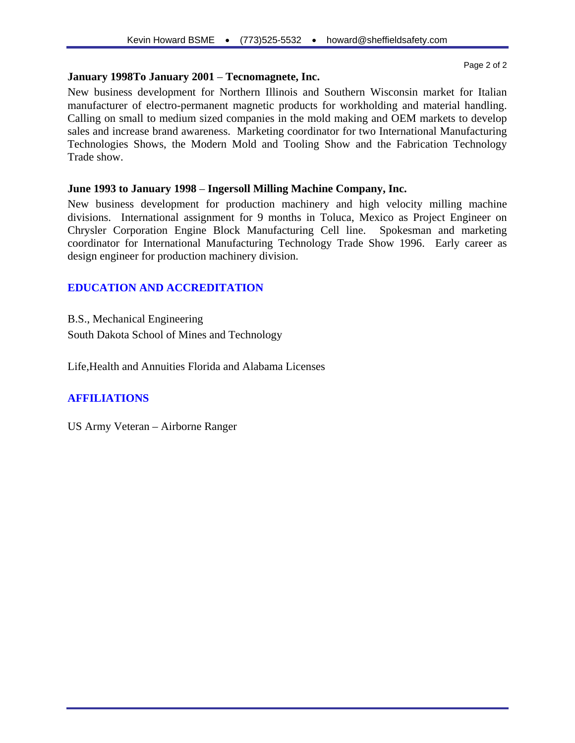**January 1998To January 2001 – Tecnomagnete, Inc.**

New business development for Northern Illinois and Southern Wisconsin market for Italian manufacturer of electro-permanent magnetic products for workholding and material handling. Calling on small to medium sized companies in the mold making and OEM markets to develop sales and increase brand awareness. Marketing coordinator for two International Manufacturing Technologies Shows, the Modern Mold and Tooling Show and the Fabrication Technology Trade show.

**June 1993 to January 1998 – Ingersoll Milling Machine Company, Inc.**

New business development for production machinery and high velocity milling machine divisions. International assignment for 9 months in Toluca, Mexico as Project Engineer on Chrysler Corporation Engine Block Manufacturing Cell line. Spokesman and marketing coordinator for International Manufacturing Technology Trade Show 1996. Early career as design engineer for production machinery division.

## EDUCATION AND ACCREDITATION

B.S., Mechanical Engineering
South Dakota School of Mines and Technology

Life,Health and Annuities Florida and Alabama Licenses

## AFFILIATIONS

US Army Veteran – Airborne Ranger